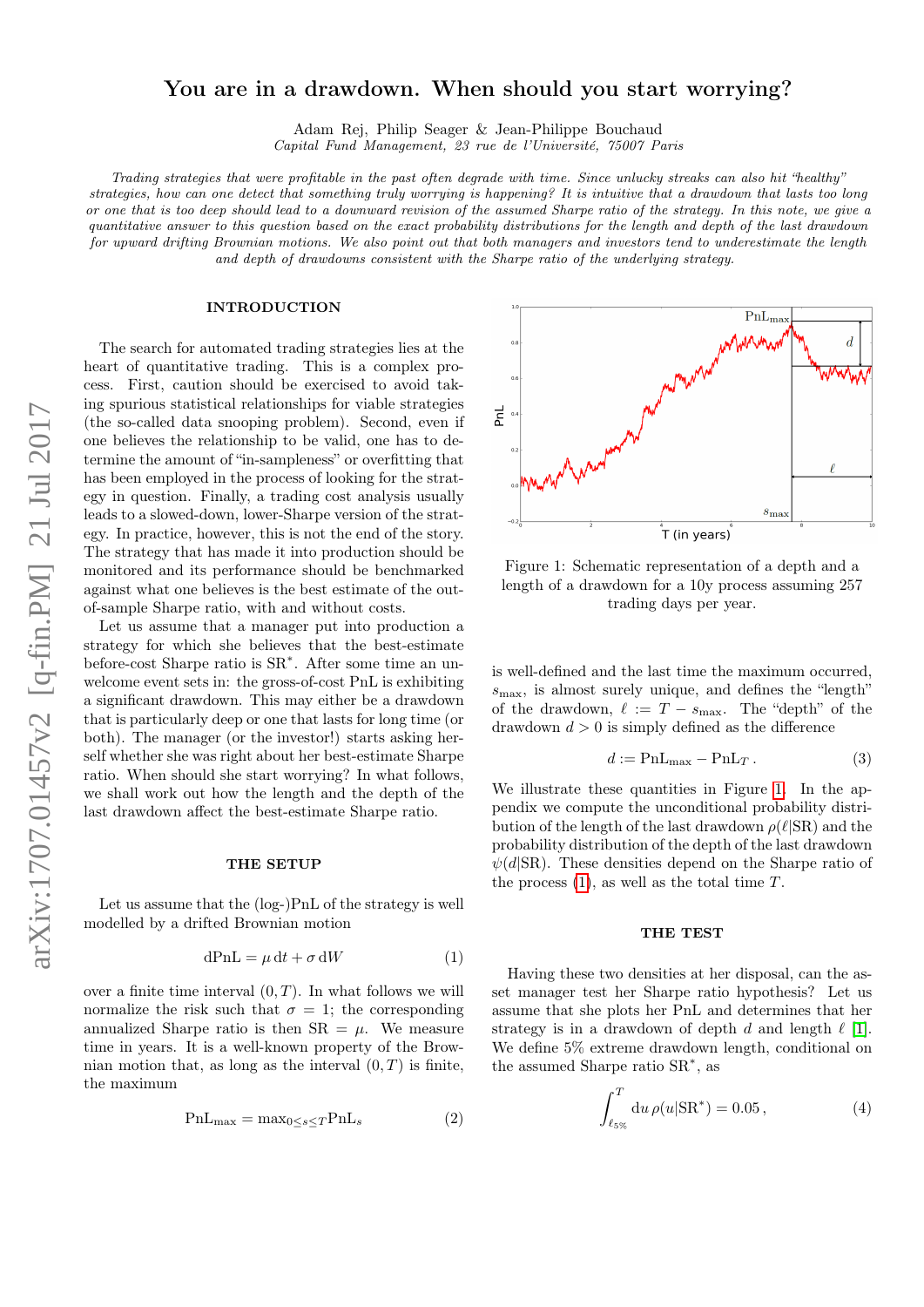# You are in a drawdown. When should you start worrying?

Adam Rej, Philip Seager & Jean-Philippe Bouchaud
*Capital Fund Management, 23 rue de l'Université, 75007 Paris*

*Trading strategies that were profitable in the past often degrade with time. Since unlucky streaks can also hit "healthy" strategies, how can one detect that something truly worrying is happening? It is intuitive that a drawdown that lasts too long or one that is too deep should lead to a downward revision of the assumed Sharpe ratio of the strategy. In this note, we give a quantitative answer to this question based on the exact probability distributions for the length and depth of the last drawdown for upward drifting Brownian motions. We also point out that both managers and investors tend to underestimate the length and depth of drawdowns consistent with the Sharpe ratio of the underlying strategy.*

## INTRODUCTION

The search for automated trading strategies lies at the heart of quantitative trading. This is a complex process. First, caution should be exercised to avoid taking spurious statistical relationships for viable strategies (the so-called data snooping problem). Second, even if one believes the relationship to be valid, one has to determine the amount of "in-sampleness" or overfitting that has been employed in the process of looking for the strategy in question. Finally, a trading cost analysis usually leads to a slowed-down, lower-Sharpe version of the strategy. In practice, however, this is not the end of the story. The strategy that has made it into production should be monitored and its performance should be benchmarked against what one believes is the best estimate of the out-of-sample Sharpe ratio, with and without costs.

Let us assume that a manager put into production a strategy for which she believes that the best-estimate before-cost Sharpe ratio is $\text{SR}^*$. After some time an unwelcome event sets in: the gross-of-cost PnL is exhibiting a significant drawdown. This may either be a drawdown that is particularly deep or one that lasts for long time (or both). The manager (or the investor!) starts asking herself whether she was right about her best-estimate Sharpe ratio. When should she start worrying? In what follows, we shall work out how the length and the depth of the last drawdown affect the best-estimate Sharpe ratio.

## THE SETUP

Let us assume that the (log-)PnL of the strategy is well modelled by a drifted Brownian motion

$$\mathrm{dPnL} = \mu\,\mathrm{d}t + \sigma\,\mathrm{d}W \tag{1}$$

over a finite time interval $(0, T)$. In what follows we will normalize the risk such that $\sigma = 1$; the corresponding annualized Sharpe ratio is then $\text{SR} = \mu$. We measure time in years. It is a well-known property of the Brownian motion that, as long as the interval $(0, T)$ is finite, the maximum

$$\text{PnL}_{\max} = \max_{0 \leq s \leq T} \text{PnL}_s \tag{2}$$

Figure 1: Schematic representation of a depth and a length of a drawdown for a 10y process assuming 257 trading days per year.

is well-defined and the last time the maximum occurred, $s_{\max}$, is almost surely unique, and defines the "length" of the drawdown, $\ell := T - s_{\max}$. The "depth" of the drawdown $d > 0$ is simply defined as the difference

$$d := \text{PnL}_{\max} - \text{PnL}_T\,. \tag{3}$$

We illustrate these quantities in Figure 1. In the appendix we compute the unconditional probability distribution of the length of the last drawdown $\rho(\ell|\text{SR})$ and the probability distribution of the depth of the last drawdown $\psi(d|\text{SR})$. These densities depend on the Sharpe ratio of the process (1), as well as the total time $T$.

## THE TEST

Having these two densities at her disposal, can the asset manager test her Sharpe ratio hypothesis? Let us assume that she plots her PnL and determines that her strategy is in a drawdown of depth $d$ and length $\ell$ [1]. We define 5% extreme drawdown length, conditional on the assumed Sharpe ratio $\text{SR}^*$, as

$$\int_{\ell_{5\%}}^{T} \mathrm{d}u\,\rho(u|\text{SR}^*) = 0.05\,, \tag{4}$$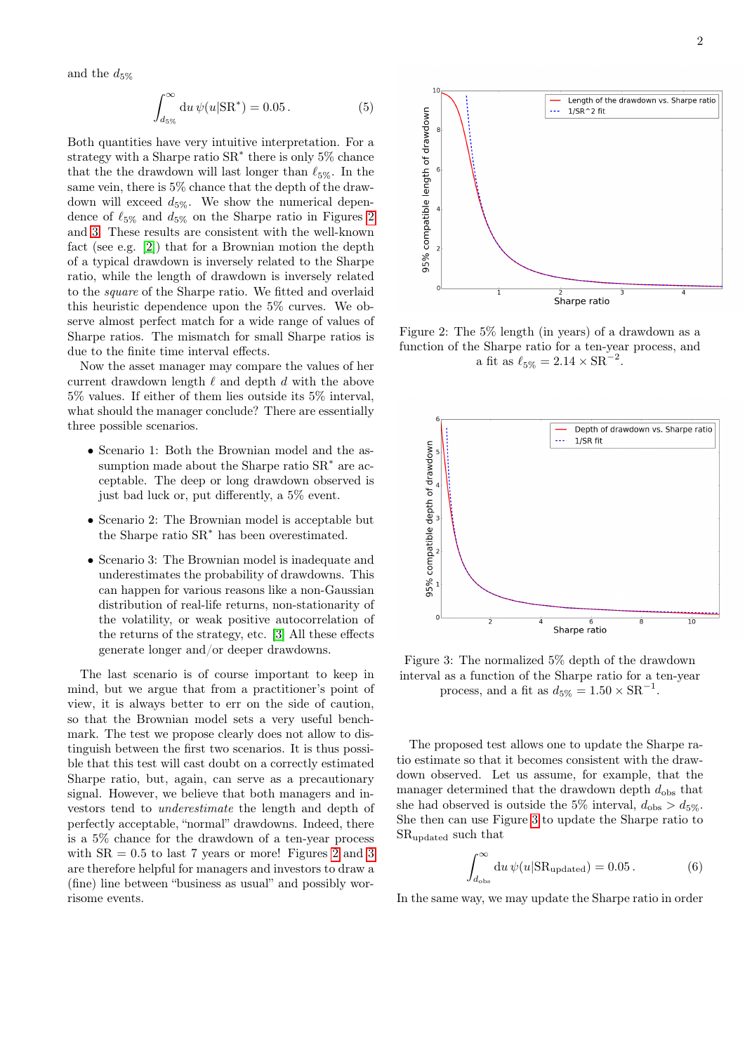and the $d_{5\%}$

$$\int_{d_{5\%}}^{\infty} du\, \psi(u|\mathrm{SR}^*) = 0.05\,. \qquad (5)$$

Both quantities have very intuitive interpretation. For a strategy with a Sharpe ratio $\mathrm{SR}^*$ there is only 5% chance that the the drawdown will last longer than $\ell_{5\%}$. In the same vein, there is 5% chance that the depth of the drawdown will exceed $d_{5\%}$. We show the numerical dependence of $\ell_{5\%}$ and $d_{5\%}$ on the Sharpe ratio in Figures 2 and 3. These results are consistent with the well-known fact (see e.g. [2]) that for a Brownian motion the depth of a typical drawdown is inversely related to the Sharpe ratio, while the length of drawdown is inversely related to the *square* of the Sharpe ratio. We fitted and overlaid this heuristic dependence upon the 5% curves. We observe almost perfect match for a wide range of values of Sharpe ratios. The mismatch for small Sharpe ratios is due to the finite time interval effects.

Now the asset manager may compare the values of her current drawdown length $\ell$ and depth $d$ with the above 5% values. If either of them lies outside its 5% interval, what should the manager conclude? There are essentially three possible scenarios.

- Scenario 1: Both the Brownian model and the assumption made about the Sharpe ratio $\mathrm{SR}^*$ are acceptable. The deep or long drawdown observed is just bad luck or, put differently, a 5% event.
- Scenario 2: The Brownian model is acceptable but the Sharpe ratio $\mathrm{SR}^*$ has been overestimated.
- Scenario 3: The Brownian model is inadequate and underestimates the probability of drawdowns. This can happen for various reasons like a non-Gaussian distribution of real-life returns, non-stationarity of the volatility, or weak positive autocorrelation of the returns of the strategy, etc. [3] All these effects generate longer and/or deeper drawdowns.

The last scenario is of course important to keep in mind, but we argue that from a practitioner's point of view, it is always better to err on the side of caution, so that the Brownian model sets a very useful benchmark. The test we propose clearly does not allow to distinguish between the first two scenarios. It is thus possible that this test will cast doubt on a correctly estimated Sharpe ratio, but, again, can serve as a precautionary signal. However, we believe that both managers and investors tend to *underestimate* the length and depth of perfectly acceptable, "normal" drawdowns. Indeed, there is a 5% chance for the drawdown of a ten-year process with $\mathrm{SR} = 0.5$ to last 7 years or more! Figures 2 and 3 are therefore helpful for managers and investors to draw a (fine) line between "business as usual" and possibly worrisome events.

Figure 2: The 5% length (in years) of a drawdown as a function of the Sharpe ratio for a ten-year process, and a fit as $\ell_{5\%} = 2.14 \times \mathrm{SR}^{-2}$.

Figure 3: The normalized 5% depth of the drawdown interval as a function of the Sharpe ratio for a ten-year process, and a fit as $d_{5\%} = 1.50 \times \mathrm{SR}^{-1}$.

The proposed test allows one to update the Sharpe ratio estimate so that it becomes consistent with the drawdown observed. Let us assume, for example, that the manager determined that the drawdown depth $d_{\mathrm{obs}}$ that she had observed is outside the 5% interval, $d_{\mathrm{obs}} > d_{5\%}$. She then can use Figure 3 to update the Sharpe ratio to $\mathrm{SR}_{\mathrm{updated}}$ such that

$$\int_{d_{\mathrm{obs}}}^{\infty} du\, \psi(u|\mathrm{SR}_{\mathrm{updated}}) = 0.05\,. \qquad (6)$$

In the same way, we may update the Sharpe ratio in order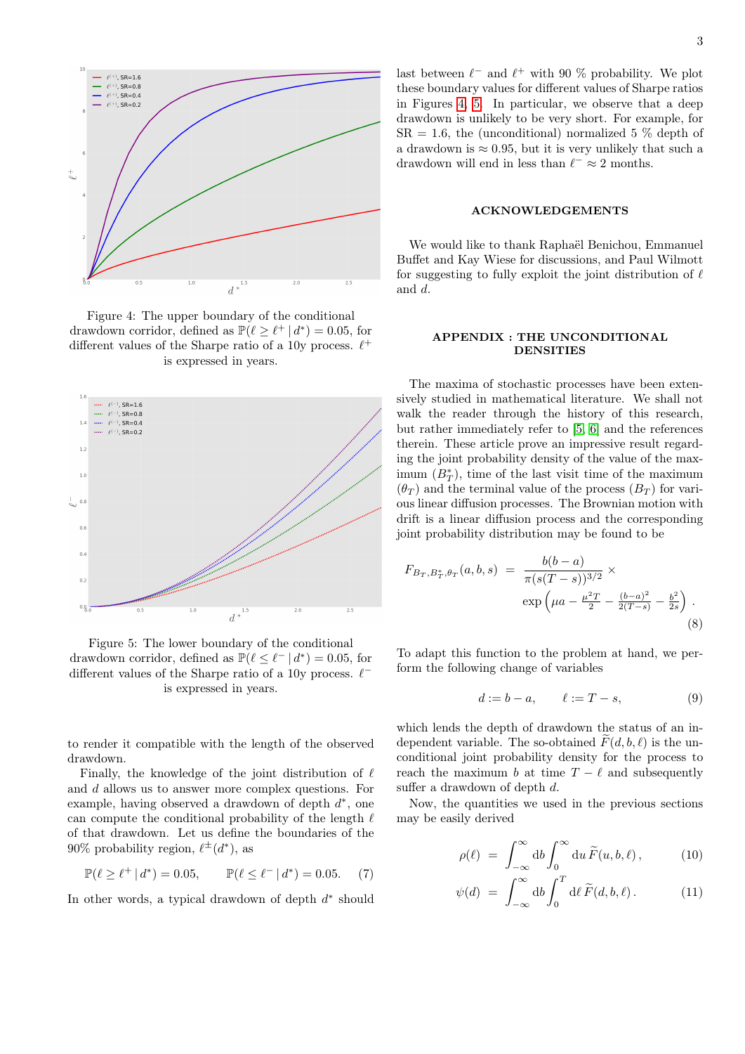Figure 4: The upper boundary of the conditional drawdown corridor, defined as $\mathbb{P}(\ell \geq \ell^+ \,|\, d^*) = 0.05$, for different values of the Sharpe ratio of a 10y process. $\ell^+$ is expressed in years.

Figure 5: The lower boundary of the conditional drawdown corridor, defined as $\mathbb{P}(\ell \leq \ell^- \,|\, d^*) = 0.05$, for different values of the Sharpe ratio of a 10y process. $\ell^-$ is expressed in years.

to render it compatible with the length of the observed drawdown.

Finally, the knowledge of the joint distribution of $\ell$ and $d$ allows us to answer more complex questions. For example, having observed a drawdown of depth $d^*$, one can compute the conditional probability of the length $\ell$ of that drawdown. Let us define the boundaries of the 90% probability region, $\ell^{\pm}(d^*)$, as

$$\mathbb{P}(\ell \geq \ell^+ \,|\, d^*) = 0.05, \qquad \mathbb{P}(\ell \leq \ell^- \,|\, d^*) = 0.05. \qquad (7)$$

In other words, a typical drawdown of depth $d^*$ should last between $\ell^-$ and $\ell^+$ with 90 % probability. We plot these boundary values for different values of Sharpe ratios in Figures 4, 5. In particular, we observe that a deep drawdown is unlikely to be very short. For example, for SR = 1.6, the (unconditional) normalized 5 % depth of a drawdown is $\approx 0.95$, but it is very unlikely that such a drawdown will end in less than $\ell^- \approx 2$ months.

## ACKNOWLEDGEMENTS

We would like to thank Raphaël Benichou, Emmanuel Buffet and Kay Wiese for discussions, and Paul Wilmott for suggesting to fully exploit the joint distribution of $\ell$ and $d$.

## APPENDIX : THE UNCONDITIONAL DENSITIES

The maxima of stochastic processes have been extensively studied in mathematical literature. We shall not walk the reader through the history of this research, but rather immediately refer to [5, 6] and the references therein. These article prove an impressive result regarding the joint probability density of the value of the maximum ($B^*_T$), time of the last visit time of the maximum ($\theta_T$) and the terminal value of the process ($B_T$) for various linear diffusion processes. The Brownian motion with drift is a linear diffusion process and the corresponding joint probability distribution may be found to be

$$F_{B_T,B^*_T,\theta_T}(a,b,s) = \frac{b(b-a)}{\pi(s(T-s))^{3/2}} \times \exp\left(\mu a - \frac{\mu^2 T}{2} - \frac{(b-a)^2}{2(T-s)} - \frac{b^2}{2s}\right). \qquad (8)$$

To adapt this function to the problem at hand, we perform the following change of variables

$$d := b - a, \qquad \ell := T - s, \qquad (9)$$

which lends the depth of drawdown the status of an independent variable. The so-obtained $\widetilde{F}(d,b,\ell)$ is the unconditional joint probability density for the process to reach the maximum $b$ at time $T - \ell$ and subsequently suffer a drawdown of depth $d$.

Now, the quantities we used in the previous sections may be easily derived

$$\rho(\ell) = \int_{-\infty}^{\infty} \mathrm{d}b \int_0^{\infty} \mathrm{d}u\, \widetilde{F}(u,b,\ell)\,, \qquad (10)$$

$$\psi(d) = \int_{-\infty}^{\infty} \mathrm{d}b \int_0^{T} \mathrm{d}\ell\, \widetilde{F}(d,b,\ell)\,. \qquad (11)$$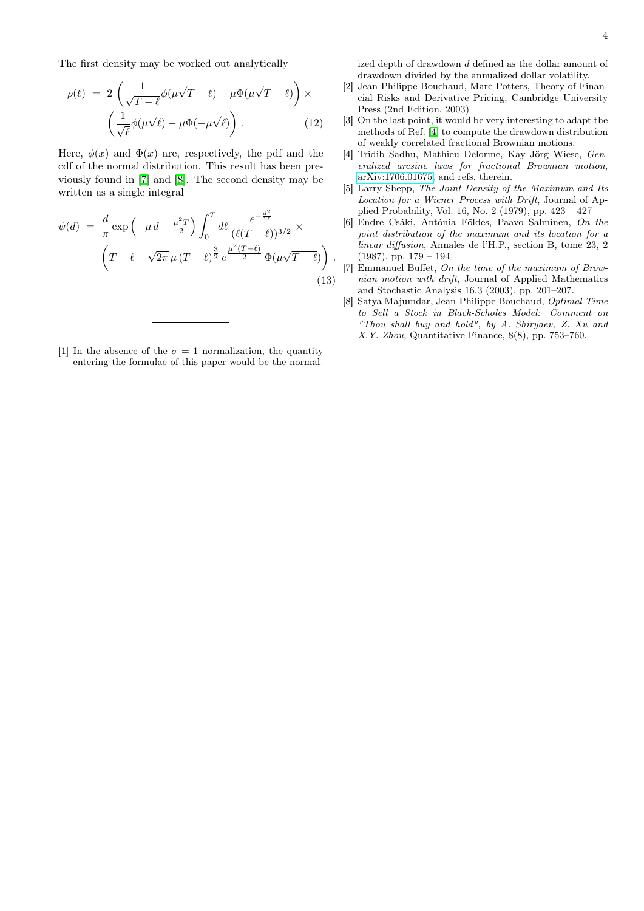The first density may be worked out analytically

$$
\rho(\ell) \;=\; 2\left(\frac{1}{\sqrt{T-\ell}}\phi(\mu\sqrt{T-\ell}) + \mu\Phi(\mu\sqrt{T-\ell})\right) \times \left(\frac{1}{\sqrt{\ell}}\phi(\mu\sqrt{\ell}) - \mu\Phi(-\mu\sqrt{\ell})\right) . \tag{12}
$$

Here, $\phi(x)$ and $\Phi(x)$ are, respectively, the pdf and the cdf of the normal distribution. This result has been previously found in [7] and [8]. The second density may be written as a single integral

$$
\psi(d) \;=\; \frac{d}{\pi}\exp\left(-\mu\, d - \tfrac{\mu^2 T}{2}\right)\int_0^T d\ell\, \frac{e^{-\frac{d^2}{2\ell}}}{(\ell(T-\ell))^{3/2}} \times \left(T-\ell + \sqrt{2\pi}\,\mu\,(T-\ell)^{\frac{3}{2}}\, e^{\frac{\mu^2(T-\ell)}{2}}\,\Phi(\mu\sqrt{T-\ell})\right) . \tag{13}
$$

---

[1] In the absence of the $\sigma = 1$ normalization, the quantity entering the formulae of this paper would be the normalized depth of drawdown $d$ defined as the dollar amount of drawdown divided by the annualized dollar volatility.

[2] Jean-Philippe Bouchaud, Marc Potters, Theory of Financial Risks and Derivative Pricing, Cambridge University Press (2nd Edition, 2003)

[3] On the last point, it would be very interesting to adapt the methods of Ref. [4] to compute the drawdown distribution of weakly correlated fractional Brownian motions.

[4] Tridib Sadhu, Mathieu Delorme, Kay Jörg Wiese, *Generalized arcsine laws for fractional Brownian motion*, arXiv:1706.01675, and refs. therein.

[5] Larry Shepp, *The Joint Density of the Maximum and Its Location for a Wiener Process with Drift*, Journal of Applied Probability, Vol. 16, No. 2 (1979), pp. 423 – 427

[6] Endre Csáki, Antónia Földes, Paavo Salminen, *On the joint distribution of the maximum and its location for a linear diffusion*, Annales de l'H.P., section B, tome 23, 2 (1987), pp. 179 – 194

[7] Emmanuel Buffet, *On the time of the maximum of Brownian motion with drift*, Journal of Applied Mathematics and Stochastic Analysis 16.3 (2003), pp. 201–207.

[8] Satya Majumdar, Jean-Philippe Bouchaud, *Optimal Time to Sell a Stock in Black-Scholes Model: Comment on "Thou shall buy and hold", by A. Shiryaev, Z. Xu and X.Y. Zhou*, Quantitative Finance, 8(8), pp. 753–760.